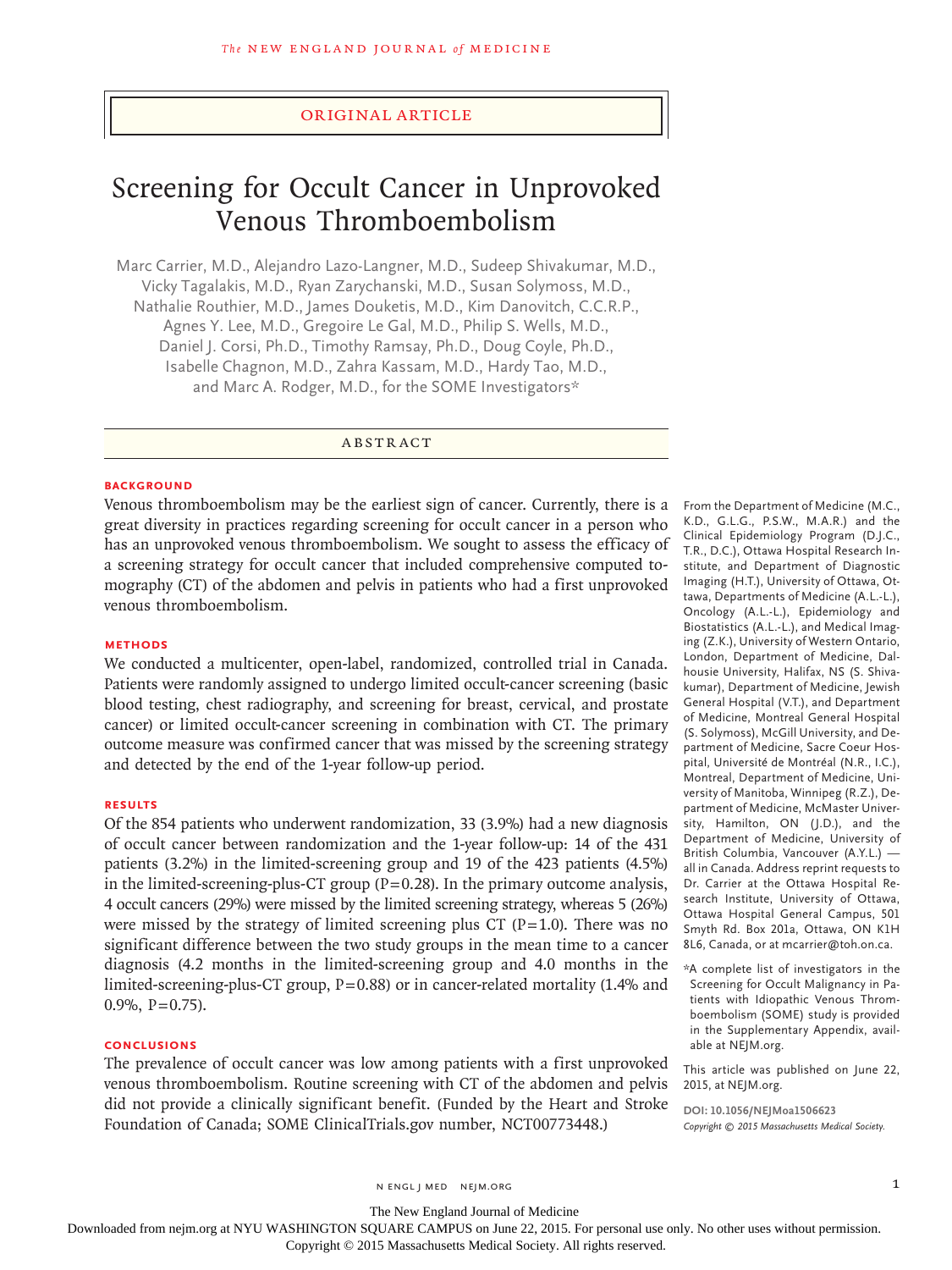ORIGINAL ARTICLE

# Screening for Occult Cancer in Unprovoked Venous Thromboembolism

Marc Carrier, M.D., Alejandro Lazo-Langner, M.D., Sudeep Shivakumar, M.D., Vicky Tagalakis, M.D., Ryan Zarychanski, M.D., Susan Solymoss, M.D., Nathalie Routhier, M.D., James Douketis, M.D., Kim Danovitch, C.C.R.P., Agnes Y. Lee, M.D., Gregoire Le Gal, M.D., Philip S. Wells, M.D., Daniel J. Corsi, Ph.D., Timothy Ramsay, Ph.D., Doug Coyle, Ph.D., Isabelle Chagnon, M.D., Zahra Kassam, M.D., Hardy Tao, M.D., and Marc A. Rodger, M.D., for the SOME Investigators*

## ABSTRACT

### BACKGROUND

Venous thromboembolism may be the earliest sign of cancer. Currently, there is a great diversity in practices regarding screening for occult cancer in a person who has an unprovoked venous thromboembolism. We sought to assess the efficacy of a screening strategy for occult cancer that included comprehensive computed tomography (CT) of the abdomen and pelvis in patients who had a first unprovoked venous thromboembolism.

### METHODS

We conducted a multicenter, open-label, randomized, controlled trial in Canada. Patients were randomly assigned to undergo limited occult-cancer screening (basic blood testing, chest radiography, and screening for breast, cervical, and prostate cancer) or limited occult-cancer screening in combination with CT. The primary outcome measure was confirmed cancer that was missed by the screening strategy and detected by the end of the 1-year follow-up period.

### RESULTS

Of the 854 patients who underwent randomization, 33 (3.9%) had a new diagnosis of occult cancer between randomization and the 1-year follow-up: 14 of the 431 patients (3.2%) in the limited-screening group and 19 of the 423 patients (4.5%) in the limited-screening-plus-CT group (P=0.28). In the primary outcome analysis, 4 occult cancers (29%) were missed by the limited screening strategy, whereas 5 (26%) were missed by the strategy of limited screening plus CT (P=1.0). There was no significant difference between the two study groups in the mean time to a cancer diagnosis (4.2 months in the limited-screening group and 4.0 months in the limited-screening-plus-CT group, P=0.88) or in cancer-related mortality (1.4% and 0.9%, P=0.75).

### CONCLUSIONS

The prevalence of occult cancer was low among patients with a first unprovoked venous thromboembolism. Routine screening with CT of the abdomen and pelvis did not provide a clinically significant benefit. (Funded by the Heart and Stroke Foundation of Canada; SOME ClinicalTrials.gov number, NCT00773448.)

From the Department of Medicine (M.C., K.D., G.L.G., P.S.W., M.A.R.) and the Clinical Epidemiology Program (D.J.C., T.R., D.C.), Ottawa Hospital Research Institute, and Department of Diagnostic Imaging (H.T.), University of Ottawa, Ottawa, Departments of Medicine (A.L.-L.), Oncology (A.L.-L.), Epidemiology and Biostatistics (A.L.-L.), and Medical Imaging (Z.K.), University of Western Ontario, London, Department of Medicine, Dalhousie University, Halifax, NS (S. Shivakumar), Department of Medicine, Jewish General Hospital (V.T.), and Department of Medicine, Montreal General Hospital (S. Solymoss), McGill University, and Department of Medicine, Sacre Coeur Hospital, Université de Montréal (N.R., I.C.), Montreal, Department of Medicine, University of Manitoba, Winnipeg (R.Z.), Department of Medicine, McMaster University, Hamilton, ON (J.D.), and the Department of Medicine, University of British Columbia, Vancouver (A.Y.L.) — all in Canada. Address reprint requests to Dr. Carrier at the Ottawa Hospital Research Institute, University of Ottawa, Ottawa Hospital General Campus, 501 Smyth Rd. Box 201a, Ottawa, ON K1H 8L6, Canada, or at mcarrier@toh.on.ca.

*A complete list of investigators in the Screening for Occult Malignancy in Patients with Idiopathic Venous Thromboembolism (SOME) study is provided in the Supplementary Appendix, available at NEJM.org.

This article was published on June 22, 2015, at NEJM.org.

DOI: 10.1056/NEJMoa1506623
*Copyright © 2015 Massachusetts Medical Society.*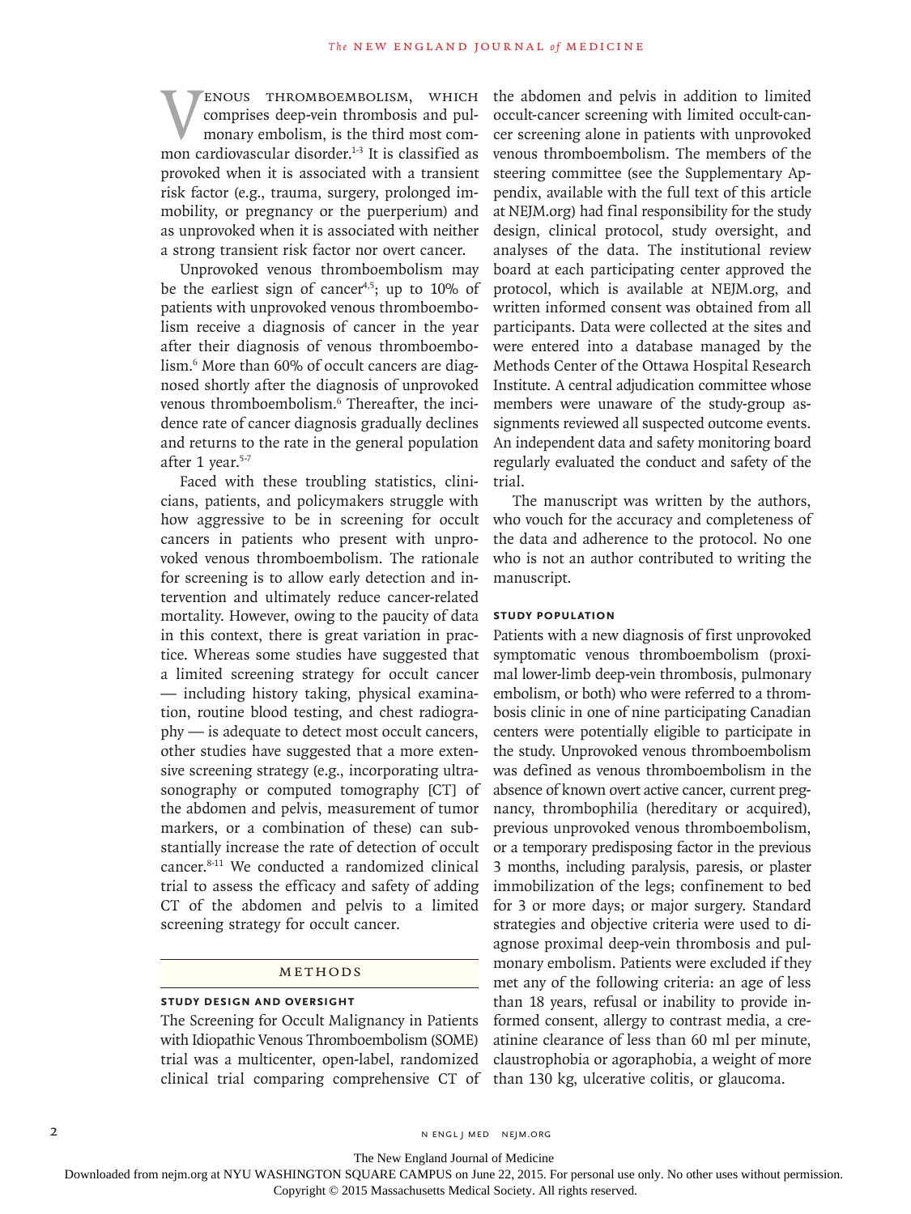Venous thromboembolism, which comprises deep-vein thrombosis and pulmonary embolism, is the third most common cardiovascular disorder.[1-3] It is classified as provoked when it is associated with a transient risk factor (e.g., trauma, surgery, prolonged immobility, or pregnancy or the puerperium) and as unprovoked when it is associated with neither a strong transient risk factor nor overt cancer.

Unprovoked venous thromboembolism may be the earliest sign of cancer[4,5]; up to 10% of patients with unprovoked venous thromboembolism receive a diagnosis of cancer in the year after their diagnosis of venous thromboembolism.[6] More than 60% of occult cancers are diagnosed shortly after the diagnosis of unprovoked venous thromboembolism.[6] Thereafter, the incidence rate of cancer diagnosis gradually declines and returns to the rate in the general population after 1 year.[5-7]

Faced with these troubling statistics, clinicians, patients, and policymakers struggle with how aggressive to be in screening for occult cancers in patients who present with unprovoked venous thromboembolism. The rationale for screening is to allow early detection and intervention and ultimately reduce cancer-related mortality. However, owing to the paucity of data in this context, there is great variation in practice. Whereas some studies have suggested that a limited screening strategy for occult cancer — including history taking, physical examination, routine blood testing, and chest radiography — is adequate to detect most occult cancers, other studies have suggested that a more extensive screening strategy (e.g., incorporating ultrasonography or computed tomography [CT] of the abdomen and pelvis, measurement of tumor markers, or a combination of these) can substantially increase the rate of detection of occult cancer.[8-11] We conducted a randomized clinical trial to assess the efficacy and safety of adding CT of the abdomen and pelvis to a limited screening strategy for occult cancer.

## Methods

### Study Design and Oversight

The Screening for Occult Malignancy in Patients with Idiopathic Venous Thromboembolism (SOME) trial was a multicenter, open-label, randomized clinical trial comparing comprehensive CT of the abdomen and pelvis in addition to limited occult-cancer screening with limited occult-cancer screening alone in patients with unprovoked venous thromboembolism. The members of the steering committee (see the Supplementary Appendix, available with the full text of this article at NEJM.org) had final responsibility for the study design, clinical protocol, study oversight, and analyses of the data. The institutional review board at each participating center approved the protocol, which is available at NEJM.org, and written informed consent was obtained from all participants. Data were collected at the sites and were entered into a database managed by the Methods Center of the Ottawa Hospital Research Institute. A central adjudication committee whose members were unaware of the study-group assignments reviewed all suspected outcome events. An independent data and safety monitoring board regularly evaluated the conduct and safety of the trial.

The manuscript was written by the authors, who vouch for the accuracy and completeness of the data and adherence to the protocol. No one who is not an author contributed to writing the manuscript.

### Study Population

Patients with a new diagnosis of first unprovoked symptomatic venous thromboembolism (proximal lower-limb deep-vein thrombosis, pulmonary embolism, or both) who were referred to a thrombosis clinic in one of nine participating Canadian centers were potentially eligible to participate in the study. Unprovoked venous thromboembolism was defined as venous thromboembolism in the absence of known overt active cancer, current pregnancy, thrombophilia (hereditary or acquired), previous unprovoked venous thromboembolism, or a temporary predisposing factor in the previous 3 months, including paralysis, paresis, or plaster immobilization of the legs; confinement to bed for 3 or more days; or major surgery. Standard strategies and objective criteria were used to diagnose proximal deep-vein thrombosis and pulmonary embolism. Patients were excluded if they met any of the following criteria: an age of less than 18 years, refusal or inability to provide informed consent, allergy to contrast media, a creatinine clearance of less than 60 ml per minute, claustrophobia or agoraphobia, a weight of more than 130 kg, ulcerative colitis, or glaucoma.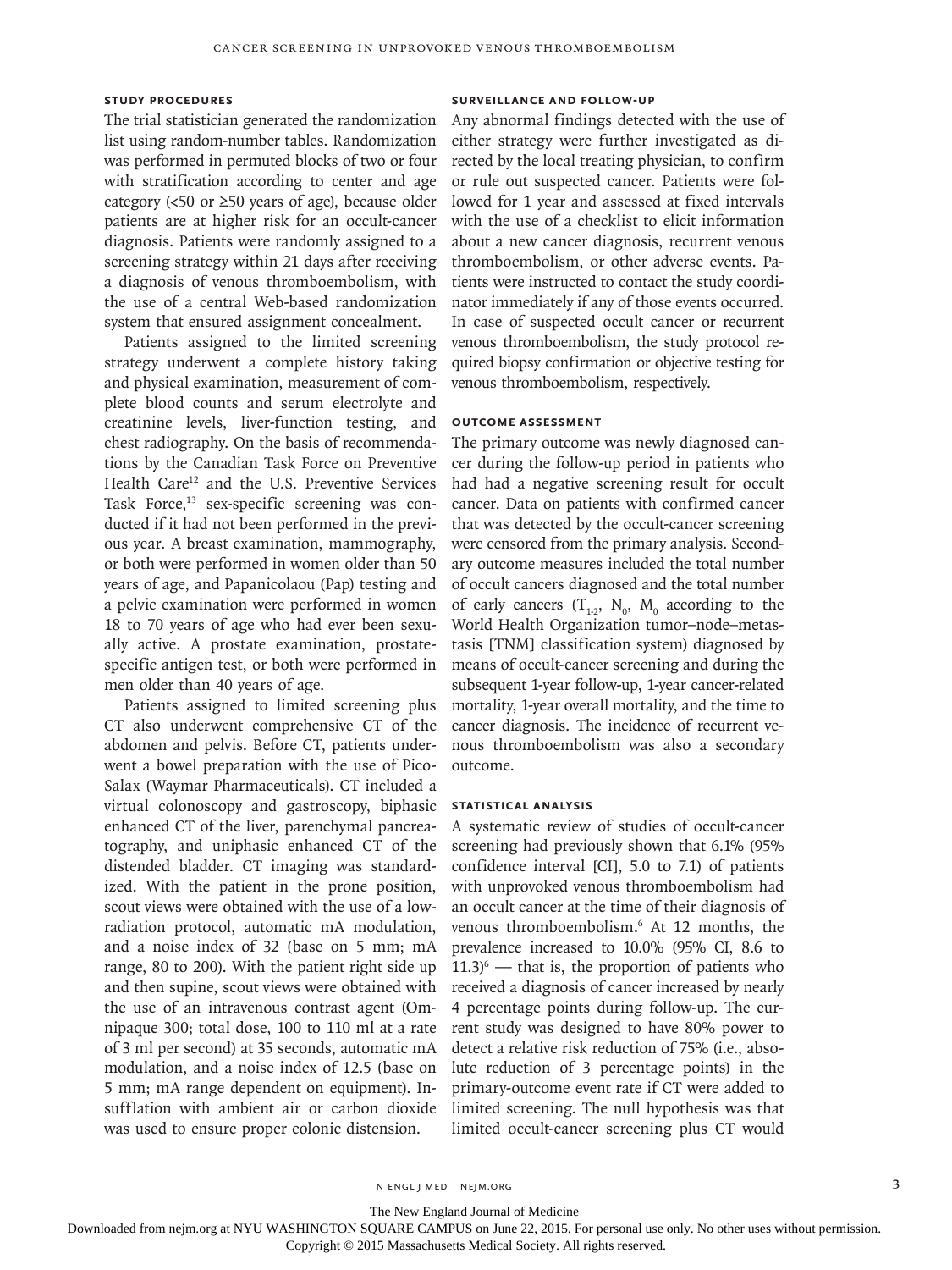### STUDY PROCEDURES

The trial statistician generated the randomization list using random-number tables. Randomization was performed in permuted blocks of two or four with stratification according to center and age category (<50 or ≥50 years of age), because older patients are at higher risk for an occult-cancer diagnosis. Patients were randomly assigned to a screening strategy within 21 days after receiving a diagnosis of venous thromboembolism, with the use of a central Web-based randomization system that ensured assignment concealment.

Patients assigned to the limited screening strategy underwent a complete history taking and physical examination, measurement of complete blood counts and serum electrolyte and creatinine levels, liver-function testing, and chest radiography. On the basis of recommendations by the Canadian Task Force on Preventive Health Care[12] and the U.S. Preventive Services Task Force,[13] sex-specific screening was conducted if it had not been performed in the previous year. A breast examination, mammography, or both were performed in women older than 50 years of age, and Papanicolaou (Pap) testing and a pelvic examination were performed in women 18 to 70 years of age who had ever been sexually active. A prostate examination, prostate-specific antigen test, or both were performed in men older than 40 years of age.

Patients assigned to limited screening plus CT also underwent comprehensive CT of the abdomen and pelvis. Before CT, patients underwent a bowel preparation with the use of Pico-Salax (Waymar Pharmaceuticals). CT included a virtual colonoscopy and gastroscopy, biphasic enhanced CT of the liver, parenchymal pancreatography, and uniphasic enhanced CT of the distended bladder. CT imaging was standardized. With the patient in the prone position, scout views were obtained with the use of a low-radiation protocol, automatic mA modulation, and a noise index of 32 (base on 5 mm; mA range, 80 to 200). With the patient right side up and then supine, scout views were obtained with the use of an intravenous contrast agent (Omnipaque 300; total dose, 100 to 110 ml at a rate of 3 ml per second) at 35 seconds, automatic mA modulation, and a noise index of 12.5 (base on 5 mm; mA range dependent on equipment). Insufflation with ambient air or carbon dioxide was used to ensure proper colonic distension.

### SURVEILLANCE AND FOLLOW-UP

Any abnormal findings detected with the use of either strategy were further investigated as directed by the local treating physician, to confirm or rule out suspected cancer. Patients were followed for 1 year and assessed at fixed intervals with the use of a checklist to elicit information about a new cancer diagnosis, recurrent venous thromboembolism, or other adverse events. Patients were instructed to contact the study coordinator immediately if any of those events occurred. In case of suspected occult cancer or recurrent venous thromboembolism, the study protocol required biopsy confirmation or objective testing for venous thromboembolism, respectively.

### OUTCOME ASSESSMENT

The primary outcome was newly diagnosed cancer during the follow-up period in patients who had had a negative screening result for occult cancer. Data on patients with confirmed cancer that was detected by the occult-cancer screening were censored from the primary analysis. Secondary outcome measures included the total number of occult cancers diagnosed and the total number of early cancers ($T_{1\text{-}2}$, $N_0$, $M_0$ according to the World Health Organization tumor–node–metastasis [TNM] classification system) diagnosed by means of occult-cancer screening and during the subsequent 1-year follow-up, 1-year cancer-related mortality, 1-year overall mortality, and the time to cancer diagnosis. The incidence of recurrent venous thromboembolism was also a secondary outcome.

### STATISTICAL ANALYSIS

A systematic review of studies of occult-cancer screening had previously shown that 6.1% (95% confidence interval [CI], 5.0 to 7.1) of patients with unprovoked venous thromboembolism had an occult cancer at the time of their diagnosis of venous thromboembolism.[6] At 12 months, the prevalence increased to 10.0% (95% CI, 8.6 to 11.3)[6] — that is, the proportion of patients who received a diagnosis of cancer increased by nearly 4 percentage points during follow-up. The current study was designed to have 80% power to detect a relative risk reduction of 75% (i.e., absolute reduction of 3 percentage points) in the primary-outcome event rate if CT were added to limited screening. The null hypothesis was that limited occult-cancer screening plus CT would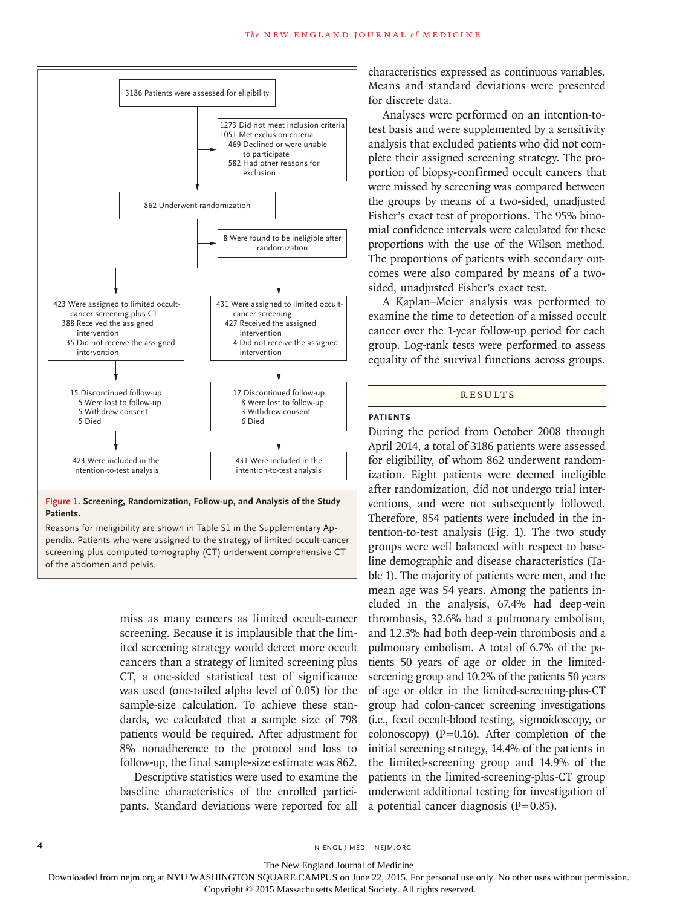3186 Patients were assessed for eligibility

1273 Did not meet inclusion criteria
1051 Met exclusion criteria
469 Declined or were unable to participate
582 Had other reasons for exclusion

862 Underwent randomization

8 Were found to be ineligible after randomization

423 Were assigned to limited occult-cancer screening plus CT
388 Received the assigned intervention
35 Did not receive the assigned intervention

431 Were assigned to limited occult-cancer screening
427 Received the assigned intervention
4 Did not receive the assigned intervention

15 Discontinued follow-up
5 Were lost to follow-up
5 Withdrew consent
5 Died

17 Discontinued follow-up
8 Were lost to follow-up
3 Withdrew consent
6 Died

423 Were included in the intention-to-test analysis

431 Were included in the intention-to-test analysis

**Figure 1. Screening, Randomization, Follow-up, and Analysis of the Study Patients.**

Reasons for ineligibility are shown in Table S1 in the Supplementary Appendix. Patients who were assigned to the strategy of limited occult-cancer screening plus computed tomography (CT) underwent comprehensive CT of the abdomen and pelvis.

miss as many cancers as limited occult-cancer screening. Because it is implausible that the limited screening strategy would detect more occult cancers than a strategy of limited screening plus CT, a one-sided statistical test of significance was used (one-tailed alpha level of 0.05) for the sample-size calculation. To achieve these standards, we calculated that a sample size of 798 patients would be required. After adjustment for 8% nonadherence to the protocol and loss to follow-up, the final sample-size estimate was 862.

Descriptive statistics were used to examine the baseline characteristics of the enrolled participants. Standard deviations were reported for all characteristics expressed as continuous variables. Means and standard deviations were presented for discrete data.

Analyses were performed on an intention-to-test basis and were supplemented by a sensitivity analysis that excluded patients who did not complete their assigned screening strategy. The proportion of biopsy-confirmed occult cancers that were missed by screening was compared between the groups by means of a two-sided, unadjusted Fisher's exact test of proportions. The 95% binomial confidence intervals were calculated for these proportions with the use of the Wilson method. The proportions of patients with secondary outcomes were also compared by means of a two-sided, unadjusted Fisher's exact test.

A Kaplan–Meier analysis was performed to examine the time to detection of a missed occult cancer over the 1-year follow-up period for each group. Log-rank tests were performed to assess equality of the survival functions across groups.

## RESULTS

### PATIENTS

During the period from October 2008 through April 2014, a total of 3186 patients were assessed for eligibility, of whom 862 underwent randomization. Eight patients were deemed ineligible after randomization, did not undergo trial interventions, and were not subsequently followed. Therefore, 854 patients were included in the intention-to-test analysis (Fig. 1). The two study groups were well balanced with respect to baseline demographic and disease characteristics (Table 1). The majority of patients were men, and the mean age was 54 years. Among the patients included in the analysis, 67.4% had deep-vein thrombosis, 32.6% had a pulmonary embolism, and 12.3% had both deep-vein thrombosis and a pulmonary embolism. A total of 6.7% of the patients 50 years of age or older in the limited-screening group and 10.2% of the patients 50 years of age or older in the limited-screening-plus-CT group had colon-cancer screening investigations (i.e., fecal occult-blood testing, sigmoidoscopy, or colonoscopy) ($P=0.16$). After completion of the initial screening strategy, 14.4% of the patients in the limited-screening group and 14.9% of the patients in the limited-screening-plus-CT group underwent additional testing for investigation of a potential cancer diagnosis ($P=0.85$).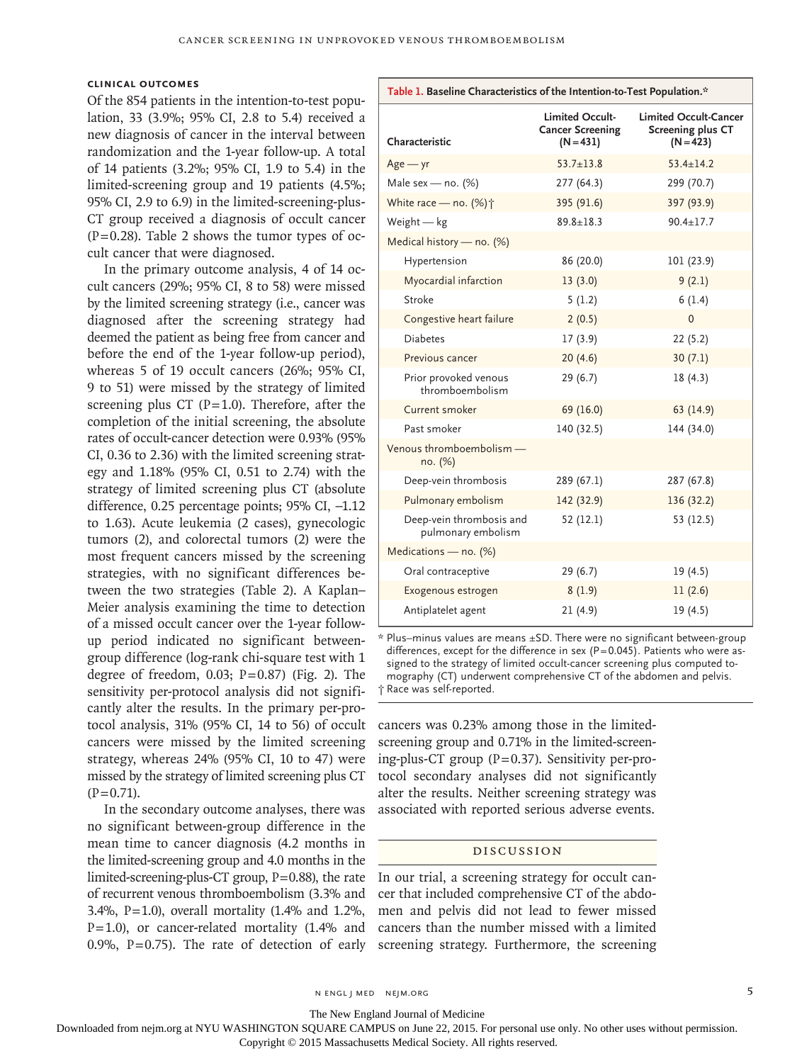### CLINICAL OUTCOMES

Of the 854 patients in the intention-to-test population, 33 (3.9%; 95% CI, 2.8 to 5.4) received a new diagnosis of cancer in the interval between randomization and the 1-year follow-up. A total of 14 patients (3.2%; 95% CI, 1.9 to 5.4) in the limited-screening group and 19 patients (4.5%; 95% CI, 2.9 to 6.9) in the limited-screening-plus-CT group received a diagnosis of occult cancer (P=0.28). Table 2 shows the tumor types of occult cancer that were diagnosed.

In the primary outcome analysis, 4 of 14 occult cancers (29%; 95% CI, 8 to 58) were missed by the limited screening strategy (i.e., cancer was diagnosed after the screening strategy had deemed the patient as being free from cancer and before the end of the 1-year follow-up period), whereas 5 of 19 occult cancers (26%; 95% CI, 9 to 51) were missed by the strategy of limited screening plus CT (P=1.0). Therefore, after the completion of the initial screening, the absolute rates of occult-cancer detection were 0.93% (95% CI, 0.36 to 2.36) with the limited screening strategy and 1.18% (95% CI, 0.51 to 2.74) with the strategy of limited screening plus CT (absolute difference, 0.25 percentage points; 95% CI, −1.12 to 1.63). Acute leukemia (2 cases), gynecologic tumors (2), and colorectal tumors (2) were the most frequent cancers missed by the screening strategies, with no significant differences between the two strategies (Table 2). A Kaplan–Meier analysis examining the time to detection of a missed occult cancer over the 1-year follow-up period indicated no significant between-group difference (log-rank chi-square test with 1 degree of freedom, 0.03; P=0.87) (Fig. 2). The sensitivity per-protocol analysis did not significantly alter the results. In the primary per-protocol analysis, 31% (95% CI, 14 to 56) of occult cancers were missed by the limited screening strategy, whereas 24% (95% CI, 10 to 47) were missed by the strategy of limited screening plus CT (P=0.71).

In the secondary outcome analyses, there was no significant between-group difference in the mean time to cancer diagnosis (4.2 months in the limited-screening group and 4.0 months in the limited-screening-plus-CT group, P=0.88), the rate of recurrent venous thromboembolism (3.3% and 3.4%, P=1.0), overall mortality (1.4% and 1.2%, P=1.0), or cancer-related mortality (1.4% and 0.9%, P=0.75). The rate of detection of early cancers was 0.23% among those in the limited-screening group and 0.71% in the limited-screening-plus-CT group (P=0.37). Sensitivity per-protocol secondary analyses did not significantly alter the results. Neither screening strategy was associated with reported serious adverse events.

**Table 1. Baseline Characteristics of the Intention-to-Test Population.***

| Characteristic | Limited Occult-Cancer Screening (N=431) | Limited Occult-Cancer Screening plus CT (N=423) |
|---|---|---|
| Age — yr | 53.7±13.8 | 53.4±14.2 |
| Male sex — no. (%) | 277 (64.3) | 299 (70.7) |
| White race — no. (%)† | 395 (91.6) | 397 (93.9) |
| Weight — kg | 89.8±18.3 | 90.4±17.7 |
| Medical history — no. (%) | | |
| Hypertension | 86 (20.0) | 101 (23.9) |
| Myocardial infarction | 13 (3.0) | 9 (2.1) |
| Stroke | 5 (1.2) | 6 (1.4) |
| Congestive heart failure | 2 (0.5) | 0 |
| Diabetes | 17 (3.9) | 22 (5.2) |
| Previous cancer | 20 (4.6) | 30 (7.1) |
| Prior provoked venous thromboembolism | 29 (6.7) | 18 (4.3) |
| Current smoker | 69 (16.0) | 63 (14.9) |
| Past smoker | 140 (32.5) | 144 (34.0) |
| Venous thromboembolism — no. (%) | | |
| Deep-vein thrombosis | 289 (67.1) | 287 (67.8) |
| Pulmonary embolism | 142 (32.9) | 136 (32.2) |
| Deep-vein thrombosis and pulmonary embolism | 52 (12.1) | 53 (12.5) |
| Medications — no. (%) | | |
| Oral contraceptive | 29 (6.7) | 19 (4.5) |
| Exogenous estrogen | 8 (1.9) | 11 (2.6) |
| Antiplatelet agent | 21 (4.9) | 19 (4.5) |

\* Plus–minus values are means ±SD. There were no significant between-group differences, except for the difference in sex (P=0.045). Patients who were assigned to the strategy of limited occult-cancer screening plus computed tomography (CT) underwent comprehensive CT of the abdomen and pelvis.

† Race was self-reported.

## DISCUSSION

In our trial, a screening strategy for occult cancer that included comprehensive CT of the abdomen and pelvis did not lead to fewer missed cancers than the number missed with a limited screening strategy. Furthermore, the screening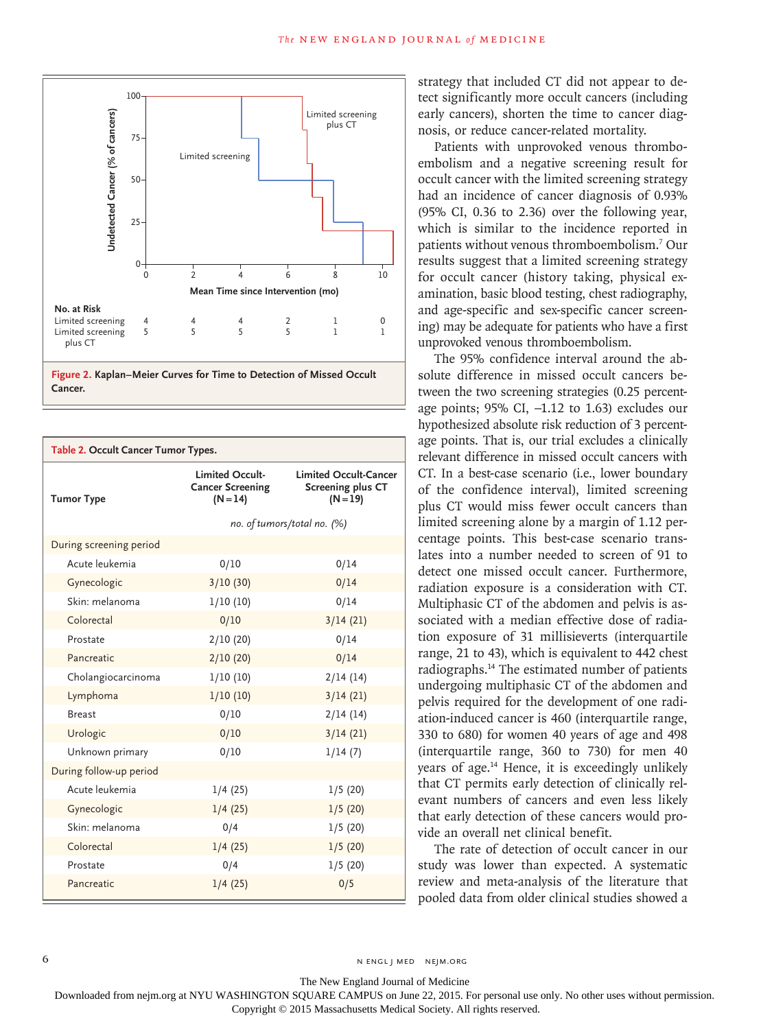Figure 2. Kaplan–Meier Curves for Time to Detection of Missed Occult Cancer.

| No. at Risk | 0 | 2 | 4 | 6 | 8 | 10 |
|---|---|---|---|---|---|---|
| Limited screening | 4 | 4 | 4 | 2 | 1 | 0 |
| Limited screening plus CT | 5 | 5 | 5 | 5 | 1 | 1 |

**Table 2. Occult Cancer Tumor Types.**

| Tumor Type | Limited Occult-Cancer Screening (N=14) | Limited Occult-Cancer Screening plus CT (N=19) |
|---|---|---|
| | *no. of tumors/total no. (%)* | |
| During screening period | | |
| Acute leukemia | 0/10 | 0/14 |
| Gynecologic | 3/10 (30) | 0/14 |
| Skin: melanoma | 1/10 (10) | 0/14 |
| Colorectal | 0/10 | 3/14 (21) |
| Prostate | 2/10 (20) | 0/14 |
| Pancreatic | 2/10 (20) | 0/14 |
| Cholangiocarcinoma | 1/10 (10) | 2/14 (14) |
| Lymphoma | 1/10 (10) | 3/14 (21) |
| Breast | 0/10 | 2/14 (14) |
| Urologic | 0/10 | 3/14 (21) |
| Unknown primary | 0/10 | 1/14 (7) |
| During follow-up period | | |
| Acute leukemia | 1/4 (25) | 1/5 (20) |
| Gynecologic | 1/4 (25) | 1/5 (20) |
| Skin: melanoma | 0/4 | 1/5 (20) |
| Colorectal | 1/4 (25) | 1/5 (20) |
| Prostate | 0/4 | 1/5 (20) |
| Pancreatic | 1/4 (25) | 0/5 |

strategy that included CT did not appear to detect significantly more occult cancers (including early cancers), shorten the time to cancer diagnosis, or reduce cancer-related mortality.

Patients with unprovoked venous thromboembolism and a negative screening result for occult cancer with the limited screening strategy had an incidence of cancer diagnosis of 0.93% (95% CI, 0.36 to 2.36) over the following year, which is similar to the incidence reported in patients without venous thromboembolism.[7] Our results suggest that a limited screening strategy for occult cancer (history taking, physical examination, basic blood testing, chest radiography, and age-specific and sex-specific cancer screening) may be adequate for patients who have a first unprovoked venous thromboembolism.

The 95% confidence interval around the absolute difference in missed occult cancers between the two screening strategies (0.25 percentage points; 95% CI, −1.12 to 1.63) excludes our hypothesized absolute risk reduction of 3 percentage points. That is, our trial excludes a clinically relevant difference in missed occult cancers with CT. In a best-case scenario (i.e., lower boundary of the confidence interval), limited screening plus CT would miss fewer occult cancers than limited screening alone by a margin of 1.12 percentage points. This best-case scenario translates into a number needed to screen of 91 to detect one missed occult cancer. Furthermore, radiation exposure is a consideration with CT. Multiphasic CT of the abdomen and pelvis is associated with a median effective dose of radiation exposure of 31 millisieverts (interquartile range, 21 to 43), which is equivalent to 442 chest radiographs.[14] The estimated number of patients undergoing multiphasic CT of the abdomen and pelvis required for the development of one radiation-induced cancer is 460 (interquartile range, 330 to 680) for women 40 years of age and 498 (interquartile range, 360 to 730) for men 40 years of age.[14] Hence, it is exceedingly unlikely that CT permits early detection of clinically relevant numbers of cancers and even less likely that early detection of these cancers would provide an overall net clinical benefit.

The rate of detection of occult cancer in our study was lower than expected. A systematic review and meta-analysis of the literature that pooled data from older clinical studies showed a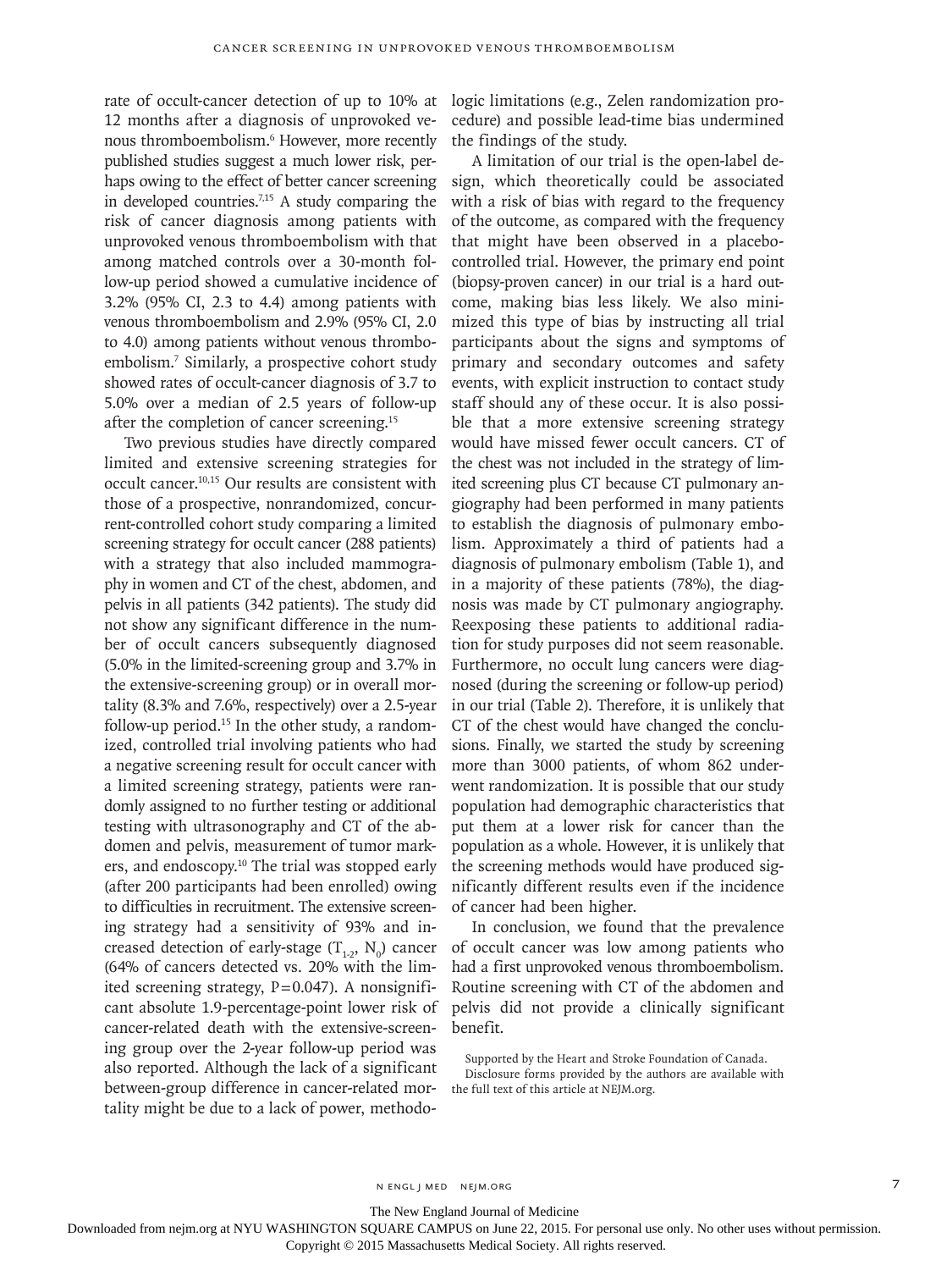rate of occult-cancer detection of up to 10% at 12 months after a diagnosis of unprovoked venous thromboembolism.[6] However, more recently published studies suggest a much lower risk, perhaps owing to the effect of better cancer screening in developed countries.[7,15] A study comparing the risk of cancer diagnosis among patients with unprovoked venous thromboembolism with that among matched controls over a 30-month follow-up period showed a cumulative incidence of 3.2% (95% CI, 2.3 to 4.4) among patients with venous thromboembolism and 2.9% (95% CI, 2.0 to 4.0) among patients without venous thromboembolism.[7] Similarly, a prospective cohort study showed rates of occult-cancer diagnosis of 3.7 to 5.0% over a median of 2.5 years of follow-up after the completion of cancer screening.[15]

Two previous studies have directly compared limited and extensive screening strategies for occult cancer.[10,15] Our results are consistent with those of a prospective, nonrandomized, concurrent-controlled cohort study comparing a limited screening strategy for occult cancer (288 patients) with a strategy that also included mammography in women and CT of the chest, abdomen, and pelvis in all patients (342 patients). The study did not show any significant difference in the number of occult cancers subsequently diagnosed (5.0% in the limited-screening group and 3.7% in the extensive-screening group) or in overall mortality (8.3% and 7.6%, respectively) over a 2.5-year follow-up period.[15] In the other study, a randomized, controlled trial involving patients who had a negative screening result for occult cancer with a limited screening strategy, patients were randomly assigned to no further testing or additional testing with ultrasonography and CT of the abdomen and pelvis, measurement of tumor markers, and endoscopy.[10] The trial was stopped early (after 200 participants had been enrolled) owing to difficulties in recruitment. The extensive screening strategy had a sensitivity of 93% and increased detection of early-stage ($T_{1-2}$, $N_0$) cancer (64% of cancers detected vs. 20% with the limited screening strategy, $P=0.047$). A nonsignificant absolute 1.9-percentage-point lower risk of cancer-related death with the extensive-screening group over the 2-year follow-up period was also reported. Although the lack of a significant between-group difference in cancer-related mortality might be due to a lack of power, methodologic limitations (e.g., Zelen randomization procedure) and possible lead-time bias undermined the findings of the study.

A limitation of our trial is the open-label design, which theoretically could be associated with a risk of bias with regard to the frequency of the outcome, as compared with the frequency that might have been observed in a placebo-controlled trial. However, the primary end point (biopsy-proven cancer) in our trial is a hard outcome, making bias less likely. We also minimized this type of bias by instructing all trial participants about the signs and symptoms of primary and secondary outcomes and safety events, with explicit instruction to contact study staff should any of these occur. It is also possible that a more extensive screening strategy would have missed fewer occult cancers. CT of the chest was not included in the strategy of limited screening plus CT because CT pulmonary angiography had been performed in many patients to establish the diagnosis of pulmonary embolism. Approximately a third of patients had a diagnosis of pulmonary embolism (Table 1), and in a majority of these patients (78%), the diagnosis was made by CT pulmonary angiography. Reexposing these patients to additional radiation for study purposes did not seem reasonable. Furthermore, no occult lung cancers were diagnosed (during the screening or follow-up period) in our trial (Table 2). Therefore, it is unlikely that CT of the chest would have changed the conclusions. Finally, we started the study by screening more than 3000 patients, of whom 862 underwent randomization. It is possible that our study population had demographic characteristics that put them at a lower risk for cancer than the population as a whole. However, it is unlikely that the screening methods would have produced significantly different results even if the incidence of cancer had been higher.

In conclusion, we found that the prevalence of occult cancer was low among patients who had a first unprovoked venous thromboembolism. Routine screening with CT of the abdomen and pelvis did not provide a clinically significant benefit.

Supported by the Heart and Stroke Foundation of Canada.

Disclosure forms provided by the authors are available with the full text of this article at NEJM.org.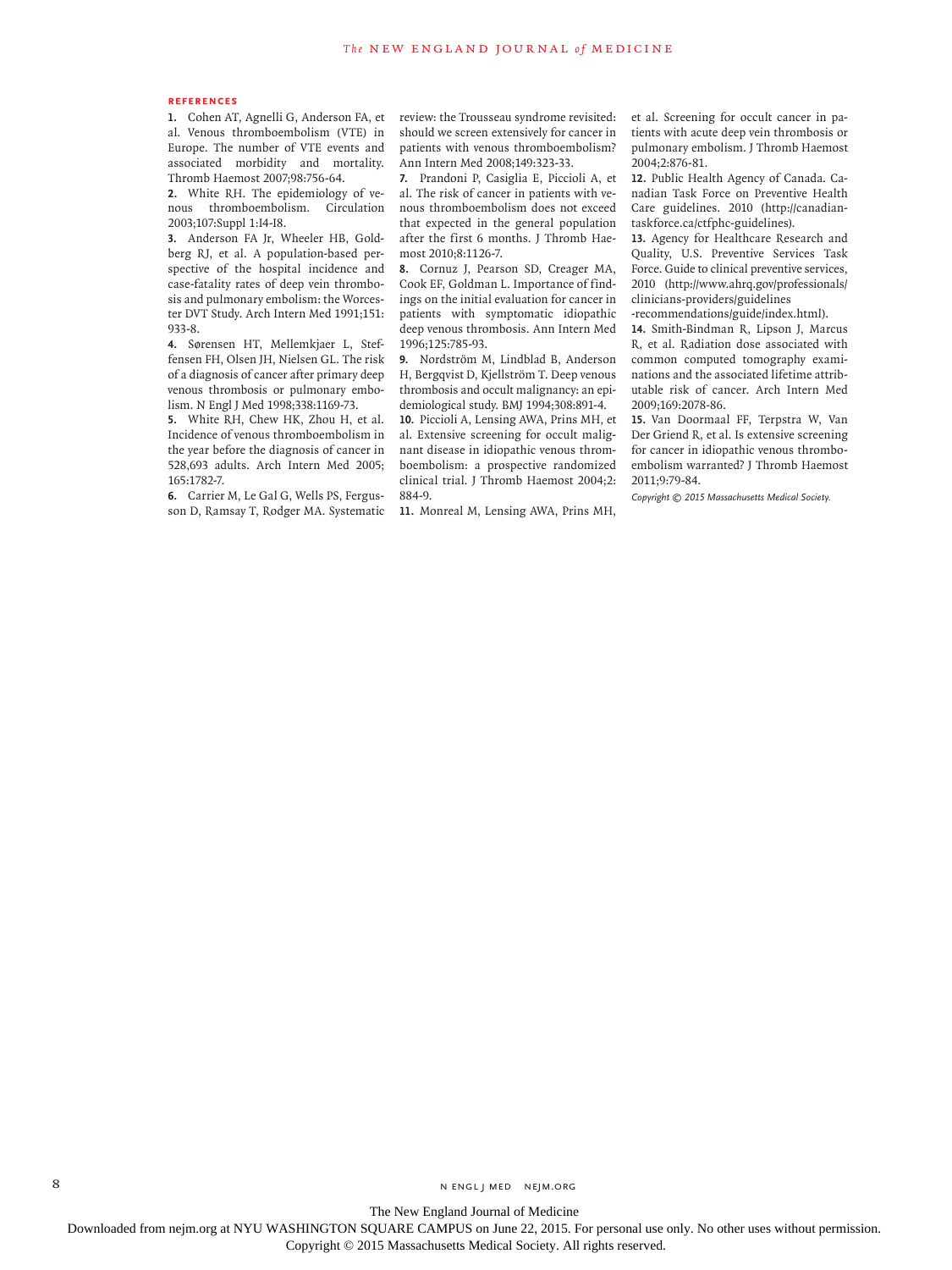## References

1. Cohen AT, Agnelli G, Anderson FA, et al. Venous thromboembolism (VTE) in Europe. The number of VTE events and associated morbidity and mortality. Thromb Haemost 2007;98:756-64.
2. White RH. The epidemiology of venous thromboembolism. Circulation 2003;107:Suppl 1:I4-I8.
3. Anderson FA Jr, Wheeler HB, Goldberg RJ, et al. A population-based perspective of the hospital incidence and case-fatality rates of deep vein thrombosis and pulmonary embolism: the Worcester DVT Study. Arch Intern Med 1991;151:933-8.
4. Sørensen HT, Mellemkjaer L, Steffensen FH, Olsen JH, Nielsen GL. The risk of a diagnosis of cancer after primary deep venous thrombosis or pulmonary embolism. N Engl J Med 1998;338:1169-73.
5. White RH, Chew HK, Zhou H, et al. Incidence of venous thromboembolism in the year before the diagnosis of cancer in 528,693 adults. Arch Intern Med 2005;165:1782-7.
6. Carrier M, Le Gal G, Wells PS, Fergusson D, Ramsay T, Rodger MA. Systematic review: the Trousseau syndrome revisited: should we screen extensively for cancer in patients with venous thromboembolism? Ann Intern Med 2008;149:323-33.
7. Prandoni P, Casiglia E, Piccioli A, et al. The risk of cancer in patients with venous thromboembolism does not exceed that expected in the general population after the first 6 months. J Thromb Haemost 2010;8:1126-7.
8. Cornuz J, Pearson SD, Creager MA, Cook EF, Goldman L. Importance of findings on the initial evaluation for cancer in patients with symptomatic idiopathic deep venous thrombosis. Ann Intern Med 1996;125:785-93.
9. Nordström M, Lindblad B, Anderson H, Bergqvist D, Kjellström T. Deep venous thrombosis and occult malignancy: an epidemiological study. BMJ 1994;308:891-4.
10. Piccioli A, Lensing AWA, Prins MH, et al. Extensive screening for occult malignant disease in idiopathic venous thromboembolism: a prospective randomized clinical trial. J Thromb Haemost 2004;2:884-9.
11. Monreal M, Lensing AWA, Prins MH, et al. Screening for occult cancer in patients with acute deep vein thrombosis or pulmonary embolism. J Thromb Haemost 2004;2:876-81.
12. Public Health Agency of Canada. Canadian Task Force on Preventive Health Care guidelines. 2010 (http://canadiantaskforce.ca/ctfphc-guidelines).
13. Agency for Healthcare Research and Quality, U.S. Preventive Services Task Force. Guide to clinical preventive services, 2010 (http://www.ahrq.gov/professionals/clinicians-providers/guidelines-recommendations/guide/index.html).
14. Smith-Bindman R, Lipson J, Marcus R, et al. Radiation dose associated with common computed tomography examinations and the associated lifetime attributable risk of cancer. Arch Intern Med 2009;169:2078-86.
15. Van Doormaal FF, Terpstra W, Van Der Griend R, et al. Is extensive screening for cancer in idiopathic venous thromboembolism warranted? J Thromb Haemost 2011;9:79-84.

*Copyright © 2015 Massachusetts Medical Society.*